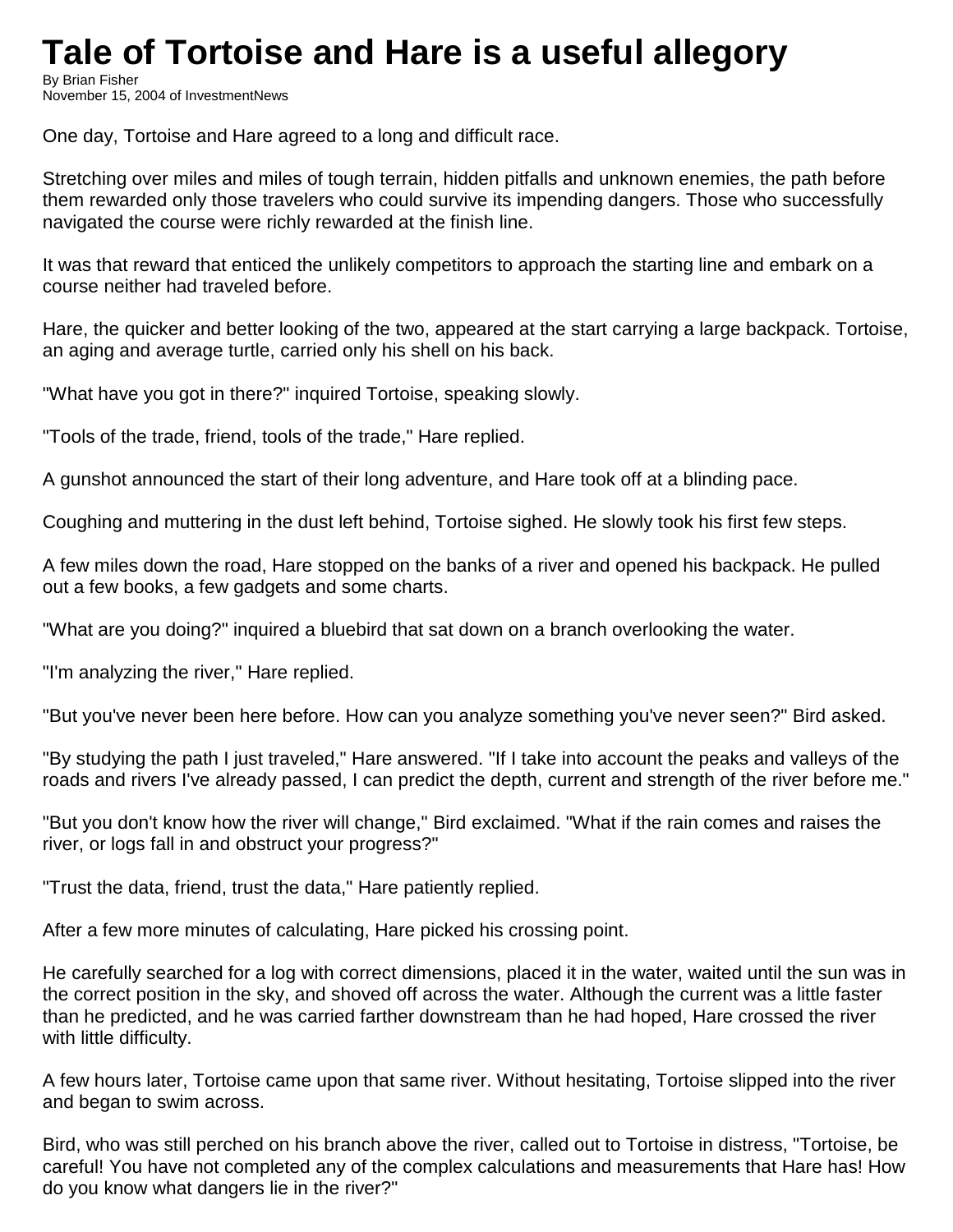# Tale of Tortoise and Hare is a useful allegory

By Brian Fisher
November 15, 2004 of InvestmentNews

One day, Tortoise and Hare agreed to a long and difficult race.

Stretching over miles and miles of tough terrain, hidden pitfalls and unknown enemies, the path before them rewarded only those travelers who could survive its impending dangers. Those who successfully navigated the course were richly rewarded at the finish line.

It was that reward that enticed the unlikely competitors to approach the starting line and embark on a course neither had traveled before.

Hare, the quicker and better looking of the two, appeared at the start carrying a large backpack. Tortoise, an aging and average turtle, carried only his shell on his back.

"What have you got in there?" inquired Tortoise, speaking slowly.

"Tools of the trade, friend, tools of the trade," Hare replied.

A gunshot announced the start of their long adventure, and Hare took off at a blinding pace.

Coughing and muttering in the dust left behind, Tortoise sighed. He slowly took his first few steps.

A few miles down the road, Hare stopped on the banks of a river and opened his backpack. He pulled out a few books, a few gadgets and some charts.

"What are you doing?" inquired a bluebird that sat down on a branch overlooking the water.

"I'm analyzing the river," Hare replied.

"But you've never been here before. How can you analyze something you've never seen?" Bird asked.

"By studying the path I just traveled," Hare answered. "If I take into account the peaks and valleys of the roads and rivers I've already passed, I can predict the depth, current and strength of the river before me."

"But you don't know how the river will change," Bird exclaimed. "What if the rain comes and raises the river, or logs fall in and obstruct your progress?"

"Trust the data, friend, trust the data," Hare patiently replied.

After a few more minutes of calculating, Hare picked his crossing point.

He carefully searched for a log with correct dimensions, placed it in the water, waited until the sun was in the correct position in the sky, and shoved off across the water. Although the current was a little faster than he predicted, and he was carried farther downstream than he had hoped, Hare crossed the river with little difficulty.

A few hours later, Tortoise came upon that same river. Without hesitating, Tortoise slipped into the river and began to swim across.

Bird, who was still perched on his branch above the river, called out to Tortoise in distress, "Tortoise, be careful! You have not completed any of the complex calculations and measurements that Hare has! How do you know what dangers lie in the river?"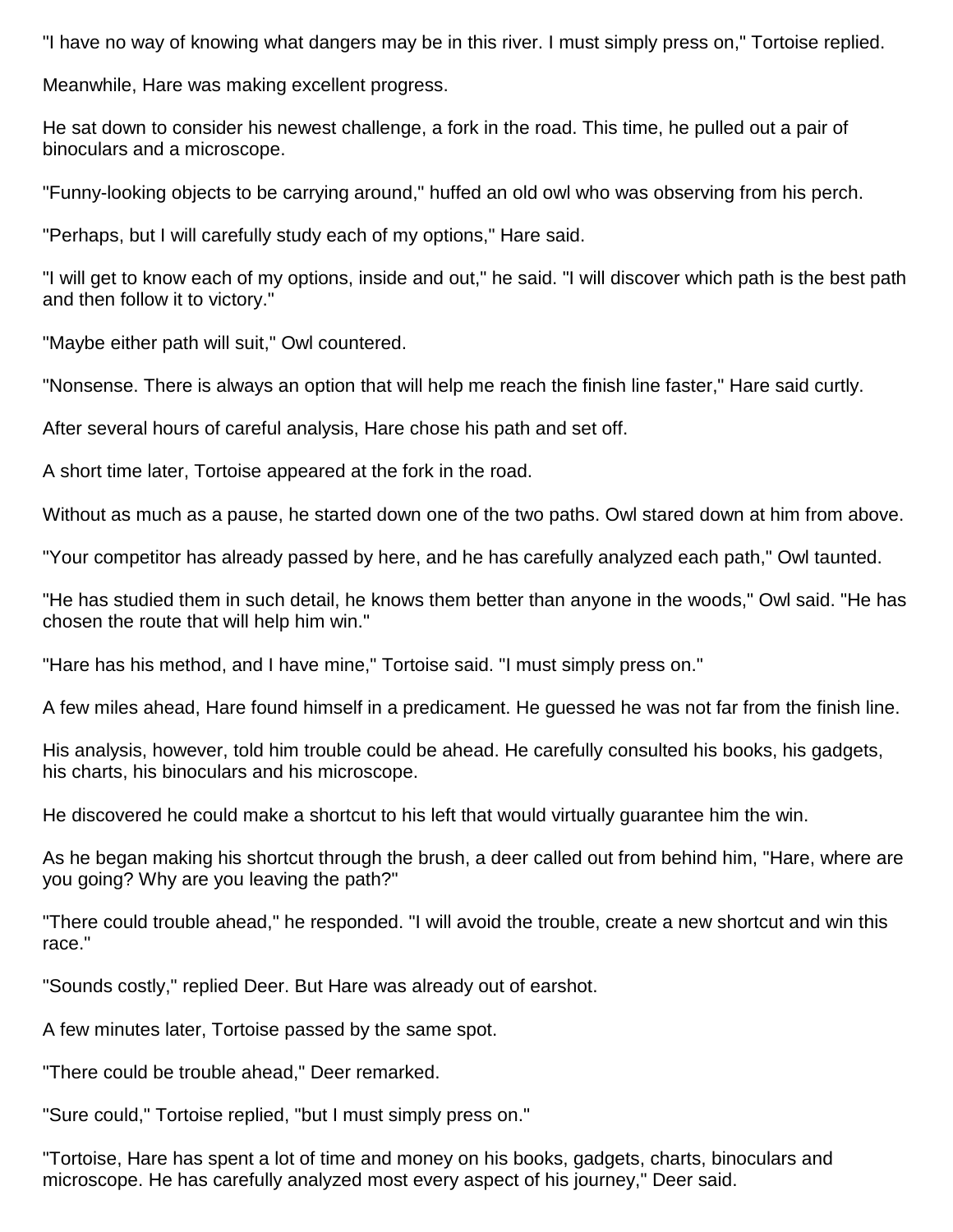"I have no way of knowing what dangers may be in this river. I must simply press on," Tortoise replied.

Meanwhile, Hare was making excellent progress.

He sat down to consider his newest challenge, a fork in the road. This time, he pulled out a pair of binoculars and a microscope.

"Funny-looking objects to be carrying around," huffed an old owl who was observing from his perch.

"Perhaps, but I will carefully study each of my options," Hare said.

"I will get to know each of my options, inside and out," he said. "I will discover which path is the best path and then follow it to victory."

"Maybe either path will suit," Owl countered.

"Nonsense. There is always an option that will help me reach the finish line faster," Hare said curtly.

After several hours of careful analysis, Hare chose his path and set off.

A short time later, Tortoise appeared at the fork in the road.

Without as much as a pause, he started down one of the two paths. Owl stared down at him from above.

"Your competitor has already passed by here, and he has carefully analyzed each path," Owl taunted.

"He has studied them in such detail, he knows them better than anyone in the woods," Owl said. "He has chosen the route that will help him win."

"Hare has his method, and I have mine," Tortoise said. "I must simply press on."

A few miles ahead, Hare found himself in a predicament. He guessed he was not far from the finish line.

His analysis, however, told him trouble could be ahead. He carefully consulted his books, his gadgets, his charts, his binoculars and his microscope.

He discovered he could make a shortcut to his left that would virtually guarantee him the win.

As he began making his shortcut through the brush, a deer called out from behind him, "Hare, where are you going? Why are you leaving the path?"

"There could trouble ahead," he responded. "I will avoid the trouble, create a new shortcut and win this race."

"Sounds costly," replied Deer. But Hare was already out of earshot.

A few minutes later, Tortoise passed by the same spot.

"There could be trouble ahead," Deer remarked.

"Sure could," Tortoise replied, "but I must simply press on."

"Tortoise, Hare has spent a lot of time and money on his books, gadgets, charts, binoculars and microscope. He has carefully analyzed most every aspect of his journey," Deer said.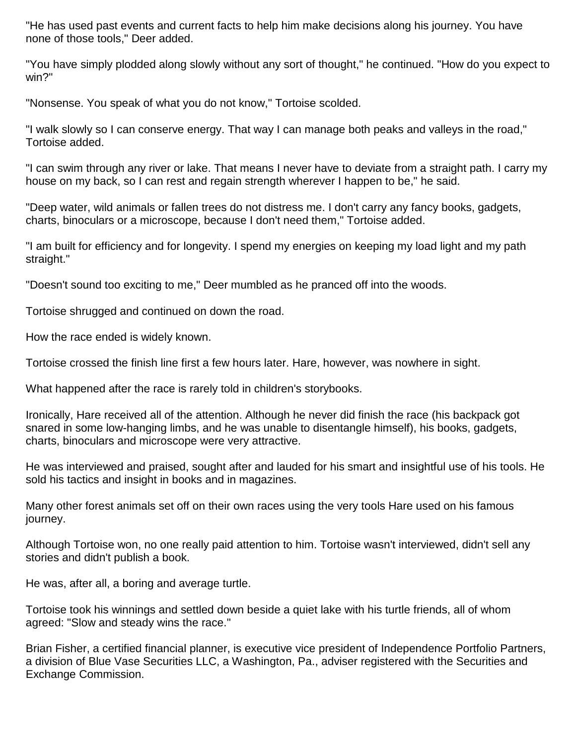"He has used past events and current facts to help him make decisions along his journey. You have none of those tools," Deer added.

"You have simply plodded along slowly without any sort of thought," he continued. "How do you expect to win?"

"Nonsense. You speak of what you do not know," Tortoise scolded.

"I walk slowly so I can conserve energy. That way I can manage both peaks and valleys in the road," Tortoise added.

"I can swim through any river or lake. That means I never have to deviate from a straight path. I carry my house on my back, so I can rest and regain strength wherever I happen to be," he said.

"Deep water, wild animals or fallen trees do not distress me. I don't carry any fancy books, gadgets, charts, binoculars or a microscope, because I don't need them," Tortoise added.

"I am built for efficiency and for longevity. I spend my energies on keeping my load light and my path straight."

"Doesn't sound too exciting to me," Deer mumbled as he pranced off into the woods.

Tortoise shrugged and continued on down the road.

How the race ended is widely known.

Tortoise crossed the finish line first a few hours later. Hare, however, was nowhere in sight.

What happened after the race is rarely told in children's storybooks.

Ironically, Hare received all of the attention. Although he never did finish the race (his backpack got snared in some low-hanging limbs, and he was unable to disentangle himself), his books, gadgets, charts, binoculars and microscope were very attractive.

He was interviewed and praised, sought after and lauded for his smart and insightful use of his tools. He sold his tactics and insight in books and in magazines.

Many other forest animals set off on their own races using the very tools Hare used on his famous journey.

Although Tortoise won, no one really paid attention to him. Tortoise wasn't interviewed, didn't sell any stories and didn't publish a book.

He was, after all, a boring and average turtle.

Tortoise took his winnings and settled down beside a quiet lake with his turtle friends, all of whom agreed: "Slow and steady wins the race."

Brian Fisher, a certified financial planner, is executive vice president of Independence Portfolio Partners, a division of Blue Vase Securities LLC, a Washington, Pa., adviser registered with the Securities and Exchange Commission.